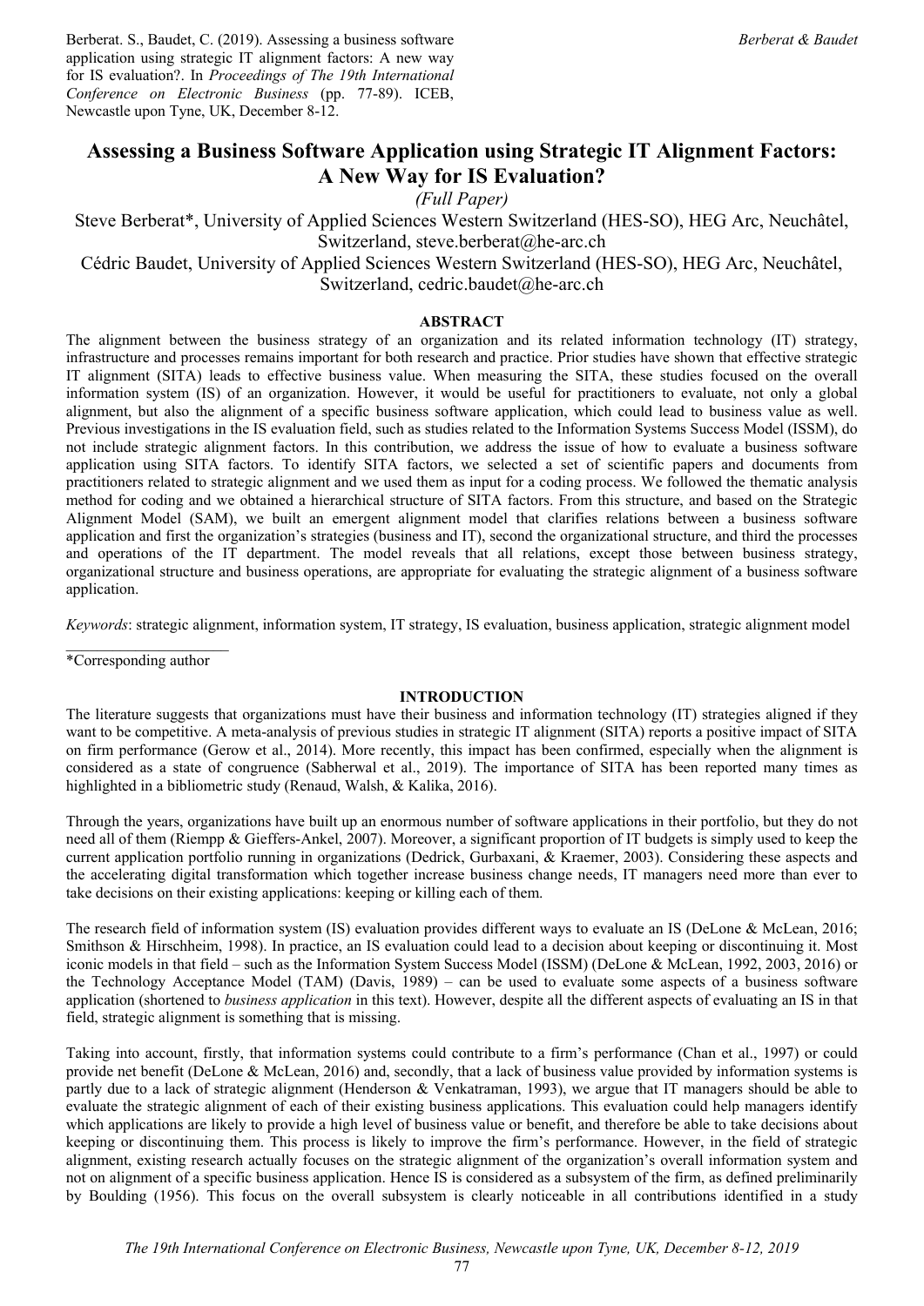Berberat. S., Baudet, C. (2019). Assessing a business software application using strategic IT alignment factors: A new way for IS evaluation?. In *Proceedings of The 19th International Conference on Electronic Business* (pp. 77-89). ICEB, Newcastle upon Tyne, UK, December 8-12.

# Assessing a Business Software Application using Strategic IT Alignment Factors: A New Way for IS Evaluation?

*(Full Paper)*

Steve Berberat*, University of Applied Sciences Western Switzerland (HES-SO), HEG Arc, Neuchâtel, Switzerland, steve.berberat@he-arc.ch

Cédric Baudet, University of Applied Sciences Western Switzerland (HES-SO), HEG Arc, Neuchâtel, Switzerland, cedric.baudet@he-arc.ch

## ABSTRACT

The alignment between the business strategy of an organization and its related information technology (IT) strategy, infrastructure and processes remains important for both research and practice. Prior studies have shown that effective strategic IT alignment (SITA) leads to effective business value. When measuring the SITA, these studies focused on the overall information system (IS) of an organization. However, it would be useful for practitioners to evaluate, not only a global alignment, but also the alignment of a specific business software application, which could lead to business value as well. Previous investigations in the IS evaluation field, such as studies related to the Information Systems Success Model (ISSM), do not include strategic alignment factors. In this contribution, we address the issue of how to evaluate a business software application using SITA factors. To identify SITA factors, we selected a set of scientific papers and documents from practitioners related to strategic alignment and we used them as input for a coding process. We followed the thematic analysis method for coding and we obtained a hierarchical structure of SITA factors. From this structure, and based on the Strategic Alignment Model (SAM), we built an emergent alignment model that clarifies relations between a business software application and first the organization's strategies (business and IT), second the organizational structure, and third the processes and operations of the IT department. The model reveals that all relations, except those between business strategy, organizational structure and business operations, are appropriate for evaluating the strategic alignment of a business software application.

*Keywords*: strategic alignment, information system, IT strategy, IS evaluation, business application, strategic alignment model

*Corresponding author

## INTRODUCTION

The literature suggests that organizations must have their business and information technology (IT) strategies aligned if they want to be competitive. A meta-analysis of previous studies in strategic IT alignment (SITA) reports a positive impact of SITA on firm performance (Gerow et al., 2014). More recently, this impact has been confirmed, especially when the alignment is considered as a state of congruence (Sabherwal et al., 2019). The importance of SITA has been reported many times as highlighted in a bibliometric study (Renaud, Walsh, & Kalika, 2016).

Through the years, organizations have built up an enormous number of software applications in their portfolio, but they do not need all of them (Riempp & Gieffers-Ankel, 2007). Moreover, a significant proportion of IT budgets is simply used to keep the current application portfolio running in organizations (Dedrick, Gurbaxani, & Kraemer, 2003). Considering these aspects and the accelerating digital transformation which together increase business change needs, IT managers need more than ever to take decisions on their existing applications: keeping or killing each of them.

The research field of information system (IS) evaluation provides different ways to evaluate an IS (DeLone & McLean, 2016; Smithson & Hirschheim, 1998). In practice, an IS evaluation could lead to a decision about keeping or discontinuing it. Most iconic models in that field – such as the Information System Success Model (ISSM) (DeLone & McLean, 1992, 2003, 2016) or the Technology Acceptance Model (TAM) (Davis, 1989) – can be used to evaluate some aspects of a business software application (shortened to *business application* in this text). However, despite all the different aspects of evaluating an IS in that field, strategic alignment is something that is missing.

Taking into account, firstly, that information systems could contribute to a firm's performance (Chan et al., 1997) or could provide net benefit (DeLone & McLean, 2016) and, secondly, that a lack of business value provided by information systems is partly due to a lack of strategic alignment (Henderson & Venkatraman, 1993), we argue that IT managers should be able to evaluate the strategic alignment of each of their existing business applications. This evaluation could help managers identify which applications are likely to provide a high level of business value or benefit, and therefore be able to take decisions about keeping or discontinuing them. This process is likely to improve the firm's performance. However, in the field of strategic alignment, existing research actually focuses on the strategic alignment of the organization's overall information system and not on alignment of a specific business application. Hence IS is considered as a subsystem of the firm, as defined preliminarily by Boulding (1956). This focus on the overall subsystem is clearly noticeable in all contributions identified in a study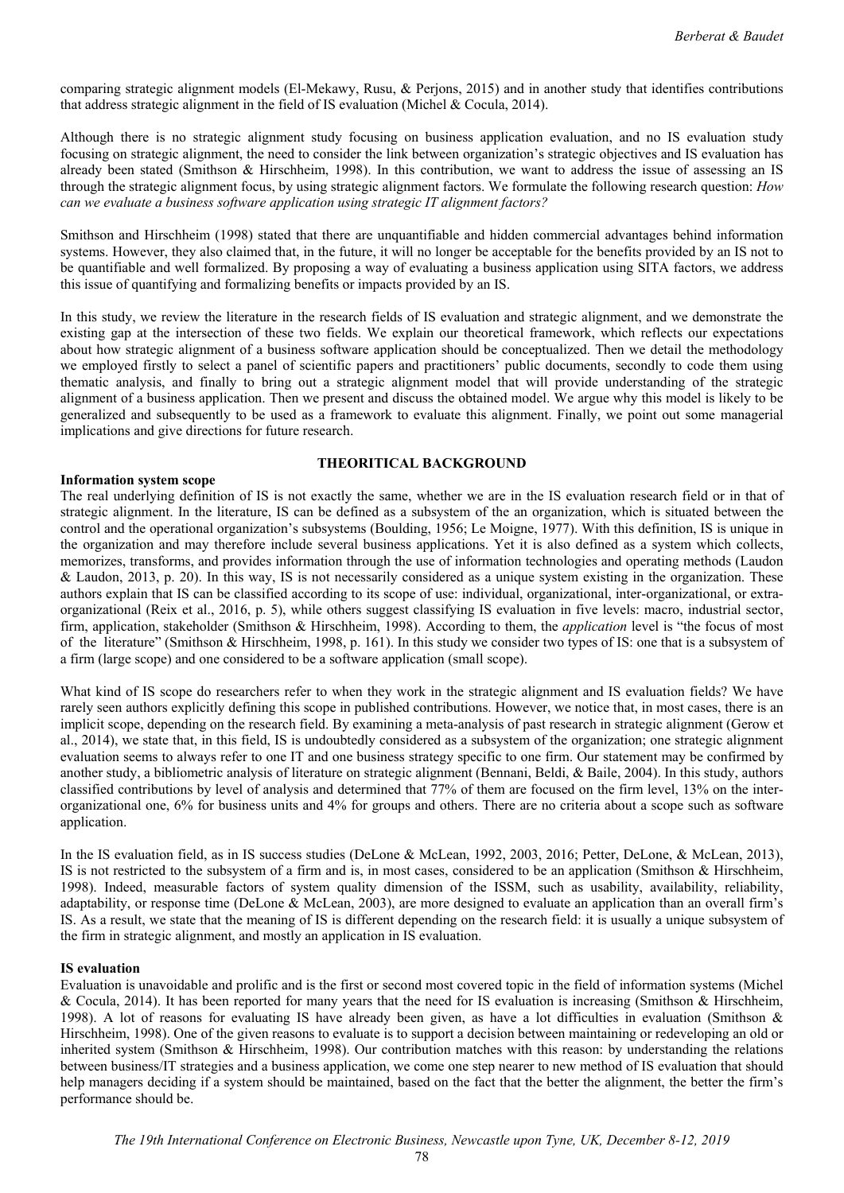comparing strategic alignment models (El-Mekawy, Rusu, & Perjons, 2015) and in another study that identifies contributions that address strategic alignment in the field of IS evaluation (Michel & Cocula, 2014).

Although there is no strategic alignment study focusing on business application evaluation, and no IS evaluation study focusing on strategic alignment, the need to consider the link between organization's strategic objectives and IS evaluation has already been stated (Smithson & Hirschheim, 1998). In this contribution, we want to address the issue of assessing an IS through the strategic alignment focus, by using strategic alignment factors. We formulate the following research question: *How can we evaluate a business software application using strategic IT alignment factors?*

Smithson and Hirschheim (1998) stated that there are unquantifiable and hidden commercial advantages behind information systems. However, they also claimed that, in the future, it will no longer be acceptable for the benefits provided by an IS not to be quantifiable and well formalized. By proposing a way of evaluating a business application using SITA factors, we address this issue of quantifying and formalizing benefits or impacts provided by an IS.

In this study, we review the literature in the research fields of IS evaluation and strategic alignment, and we demonstrate the existing gap at the intersection of these two fields. We explain our theoretical framework, which reflects our expectations about how strategic alignment of a business software application should be conceptualized. Then we detail the methodology we employed firstly to select a panel of scientific papers and practitioners' public documents, secondly to code them using thematic analysis, and finally to bring out a strategic alignment model that will provide understanding of the strategic alignment of a business application. Then we present and discuss the obtained model. We argue why this model is likely to be generalized and subsequently to be used as a framework to evaluate this alignment. Finally, we point out some managerial implications and give directions for future research.

## THEORITICAL BACKGROUND

### Information system scope

The real underlying definition of IS is not exactly the same, whether we are in the IS evaluation research field or in that of strategic alignment. In the literature, IS can be defined as a subsystem of the an organization, which is situated between the control and the operational organization's subsystems (Boulding, 1956; Le Moigne, 1977). With this definition, IS is unique in the organization and may therefore include several business applications. Yet it is also defined as a system which collects, memorizes, transforms, and provides information through the use of information technologies and operating methods (Laudon & Laudon, 2013, p. 20). In this way, IS is not necessarily considered as a unique system existing in the organization. These authors explain that IS can be classified according to its scope of use: individual, organizational, inter-organizational, or extra-organizational (Reix et al., 2016, p. 5), while others suggest classifying IS evaluation in five levels: macro, industrial sector, firm, application, stakeholder (Smithson & Hirschheim, 1998). According to them, the *application* level is "the focus of most of the literature" (Smithson & Hirschheim, 1998, p. 161). In this study we consider two types of IS: one that is a subsystem of a firm (large scope) and one considered to be a software application (small scope).

What kind of IS scope do researchers refer to when they work in the strategic alignment and IS evaluation fields? We have rarely seen authors explicitly defining this scope in published contributions. However, we notice that, in most cases, there is an implicit scope, depending on the research field. By examining a meta-analysis of past research in strategic alignment (Gerow et al., 2014), we state that, in this field, IS is undoubtedly considered as a subsystem of the organization; one strategic alignment evaluation seems to always refer to one IT and one business strategy specific to one firm. Our statement may be confirmed by another study, a bibliometric analysis of literature on strategic alignment (Bennani, Beldi, & Baile, 2004). In this study, authors classified contributions by level of analysis and determined that 77% of them are focused on the firm level, 13% on the inter-organizational one, 6% for business units and 4% for groups and others. There are no criteria about a scope such as software application.

In the IS evaluation field, as in IS success studies (DeLone & McLean, 1992, 2003, 2016; Petter, DeLone, & McLean, 2013), IS is not restricted to the subsystem of a firm and is, in most cases, considered to be an application (Smithson & Hirschheim, 1998). Indeed, measurable factors of system quality dimension of the ISSM, such as usability, availability, reliability, adaptability, or response time (DeLone & McLean, 2003), are more designed to evaluate an application than an overall firm's IS. As a result, we state that the meaning of IS is different depending on the research field: it is usually a unique subsystem of the firm in strategic alignment, and mostly an application in IS evaluation.

### IS evaluation

Evaluation is unavoidable and prolific and is the first or second most covered topic in the field of information systems (Michel & Cocula, 2014). It has been reported for many years that the need for IS evaluation is increasing (Smithson & Hirschheim, 1998). A lot of reasons for evaluating IS have already been given, as have a lot difficulties in evaluation (Smithson & Hirschheim, 1998). One of the given reasons to evaluate is to support a decision between maintaining or redeveloping an old or inherited system (Smithson & Hirschheim, 1998). Our contribution matches with this reason: by understanding the relations between business/IT strategies and a business application, we come one step nearer to new method of IS evaluation that should help managers deciding if a system should be maintained, based on the fact that the better the alignment, the better the firm's performance should be.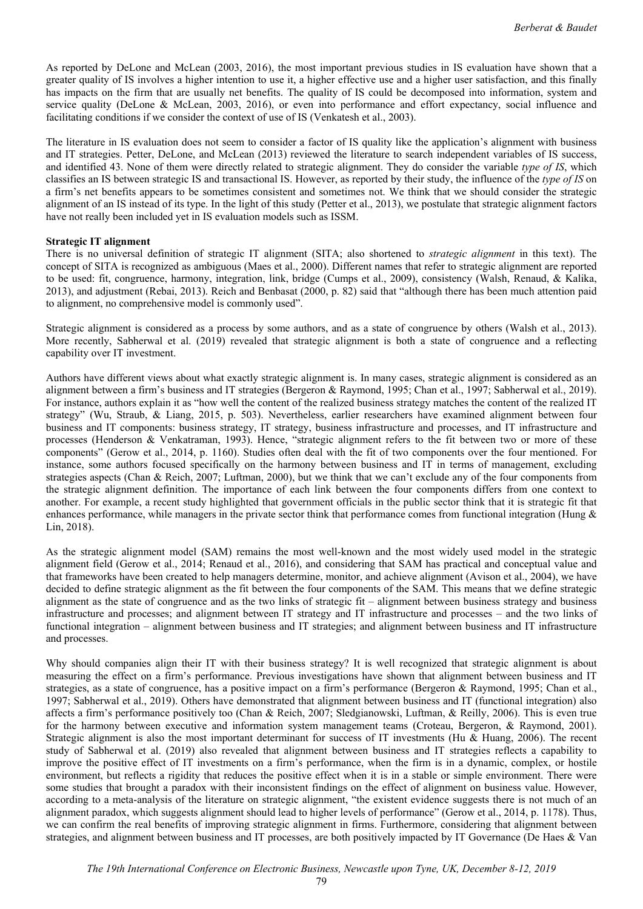As reported by DeLone and McLean (2003, 2016), the most important previous studies in IS evaluation have shown that a greater quality of IS involves a higher intention to use it, a higher effective use and a higher user satisfaction, and this finally has impacts on the firm that are usually net benefits. The quality of IS could be decomposed into information, system and service quality (DeLone & McLean, 2003, 2016), or even into performance and effort expectancy, social influence and facilitating conditions if we consider the context of use of IS (Venkatesh et al., 2003).

The literature in IS evaluation does not seem to consider a factor of IS quality like the application's alignment with business and IT strategies. Petter, DeLone, and McLean (2013) reviewed the literature to search independent variables of IS success, and identified 43. None of them were directly related to strategic alignment. They do consider the variable *type of IS*, which classifies an IS between strategic IS and transactional IS. However, as reported by their study, the influence of the *type of IS* on a firm's net benefits appears to be sometimes consistent and sometimes not. We think that we should consider the strategic alignment of an IS instead of its type. In the light of this study (Petter et al., 2013), we postulate that strategic alignment factors have not really been included yet in IS evaluation models such as ISSM.

**Strategic IT alignment**

There is no universal definition of strategic IT alignment (SITA; also shortened to *strategic alignment* in this text). The concept of SITA is recognized as ambiguous (Maes et al., 2000). Different names that refer to strategic alignment are reported to be used: fit, congruence, harmony, integration, link, bridge (Cumps et al., 2009), consistency (Walsh, Renaud, & Kalika, 2013), and adjustment (Rebai, 2013). Reich and Benbasat (2000, p. 82) said that "although there has been much attention paid to alignment, no comprehensive model is commonly used".

Strategic alignment is considered as a process by some authors, and as a state of congruence by others (Walsh et al., 2013). More recently, Sabherwal et al. (2019) revealed that strategic alignment is both a state of congruence and a reflecting capability over IT investment.

Authors have different views about what exactly strategic alignment is. In many cases, strategic alignment is considered as an alignment between a firm's business and IT strategies (Bergeron & Raymond, 1995; Chan et al., 1997; Sabherwal et al., 2019). For instance, authors explain it as "how well the content of the realized business strategy matches the content of the realized IT strategy" (Wu, Straub, & Liang, 2015, p. 503). Nevertheless, earlier researchers have examined alignment between four business and IT components: business strategy, IT strategy, business infrastructure and processes, and IT infrastructure and processes (Henderson & Venkatraman, 1993). Hence, "strategic alignment refers to the fit between two or more of these components" (Gerow et al., 2014, p. 1160). Studies often deal with the fit of two components over the four mentioned. For instance, some authors focused specifically on the harmony between business and IT in terms of management, excluding strategies aspects (Chan & Reich, 2007; Luftman, 2000), but we think that we can't exclude any of the four components from the strategic alignment definition. The importance of each link between the four components differs from one context to another. For example, a recent study highlighted that government officials in the public sector think that it is strategic fit that enhances performance, while managers in the private sector think that performance comes from functional integration (Hung & Lin, 2018).

As the strategic alignment model (SAM) remains the most well-known and the most widely used model in the strategic alignment field (Gerow et al., 2014; Renaud et al., 2016), and considering that SAM has practical and conceptual value and that frameworks have been created to help managers determine, monitor, and achieve alignment (Avison et al., 2004), we have decided to define strategic alignment as the fit between the four components of the SAM. This means that we define strategic alignment as the state of congruence and as the two links of strategic fit – alignment between business strategy and business infrastructure and processes; and alignment between IT strategy and IT infrastructure and processes – and the two links of functional integration – alignment between business and IT strategies; and alignment between business and IT infrastructure and processes.

Why should companies align their IT with their business strategy? It is well recognized that strategic alignment is about measuring the effect on a firm's performance. Previous investigations have shown that alignment between business and IT strategies, as a state of congruence, has a positive impact on a firm's performance (Bergeron & Raymond, 1995; Chan et al., 1997; Sabherwal et al., 2019). Others have demonstrated that alignment between business and IT (functional integration) also affects a firm's performance positively too (Chan & Reich, 2007; Sledgianowski, Luftman, & Reilly, 2006). This is even true for the harmony between executive and information system management teams (Croteau, Bergeron, & Raymond, 2001). Strategic alignment is also the most important determinant for success of IT investments (Hu & Huang, 2006). The recent study of Sabherwal et al. (2019) also revealed that alignment between business and IT strategies reflects a capability to improve the positive effect of IT investments on a firm's performance, when the firm is in a dynamic, complex, or hostile environment, but reflects a rigidity that reduces the positive effect when it is in a stable or simple environment. There were some studies that brought a paradox with their inconsistent findings on the effect of alignment on business value. However, according to a meta-analysis of the literature on strategic alignment, "the existent evidence suggests there is not much of an alignment paradox, which suggests alignment should lead to higher levels of performance" (Gerow et al., 2014, p. 1178). Thus, we can confirm the real benefits of improving strategic alignment in firms. Furthermore, considering that alignment between strategies, and alignment between business and IT processes, are both positively impacted by IT Governance (De Haes & Van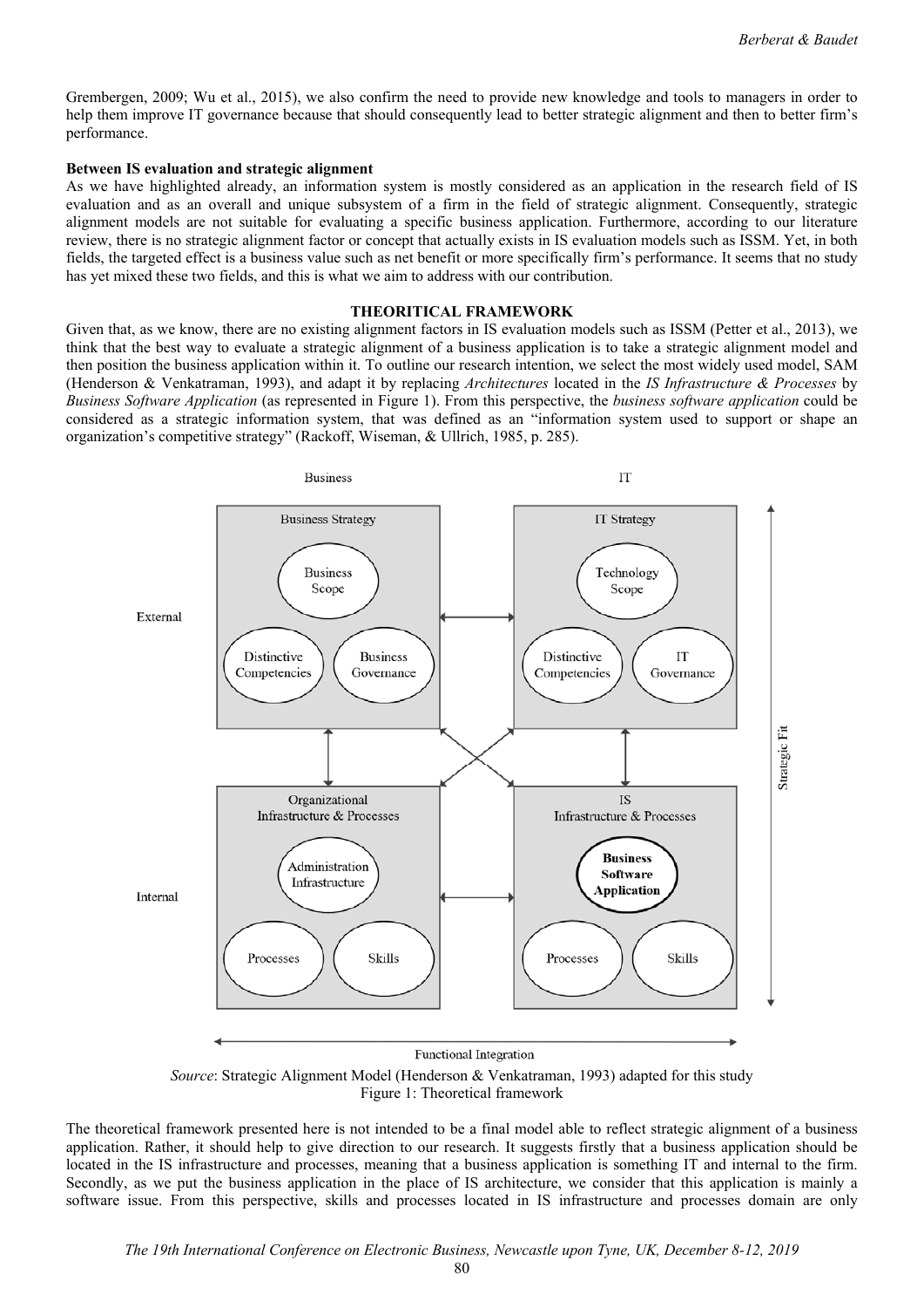Grembergen, 2009; Wu et al., 2015), we also confirm the need to provide new knowledge and tools to managers in order to help them improve IT governance because that should consequently lead to better strategic alignment and then to better firm's performance.

**Between IS evaluation and strategic alignment**

As we have highlighted already, an information system is mostly considered as an application in the research field of IS evaluation and as an overall and unique subsystem of a firm in the field of strategic alignment. Consequently, strategic alignment models are not suitable for evaluating a specific business application. Furthermore, according to our literature review, there is no strategic alignment factor or concept that actually exists in IS evaluation models such as ISSM. Yet, in both fields, the targeted effect is a business value such as net benefit or more specifically firm's performance. It seems that no study has yet mixed these two fields, and this is what we aim to address with our contribution.

## THEORITICAL FRAMEWORK

Given that, as we know, there are no existing alignment factors in IS evaluation models such as ISSM (Petter et al., 2013), we think that the best way to evaluate a strategic alignment of a business application is to take a strategic alignment model and then position the business application within it. To outline our research intention, we select the most widely used model, SAM (Henderson & Venkatraman, 1993), and adapt it by replacing *Architectures* located in the *IS Infrastructure & Processes* by *Business Software Application* (as represented in Figure 1). From this perspective, the *business software application* could be considered as a strategic information system, that was defined as an "information system used to support or shape an organization's competitive strategy" (Rackoff, Wiseman, & Ullrich, 1985, p. 285).

Business | IT

External: Business Strategy (Business Scope, Distinctive Competencies, Business Governance) — IT Strategy (Technology Scope, Distinctive Competencies, IT Governance)

Internal: Organizational Infrastructure & Processes (Administration Infrastructure, Processes, Skills) — IS Infrastructure & Processes (**Business Software Application**, Processes, Skills)

Strategic Fit

Functional Integration

*Source*: Strategic Alignment Model (Henderson & Venkatraman, 1993) adapted for this study

Figure 1: Theoretical framework

The theoretical framework presented here is not intended to be a final model able to reflect strategic alignment of a business application. Rather, it should help to give direction to our research. It suggests firstly that a business application should be located in the IS infrastructure and processes, meaning that a business application is something IT and internal to the firm. Secondly, as we put the business application in the place of IS architecture, we consider that this application is mainly a software issue. From this perspective, skills and processes located in IS infrastructure and processes domain are only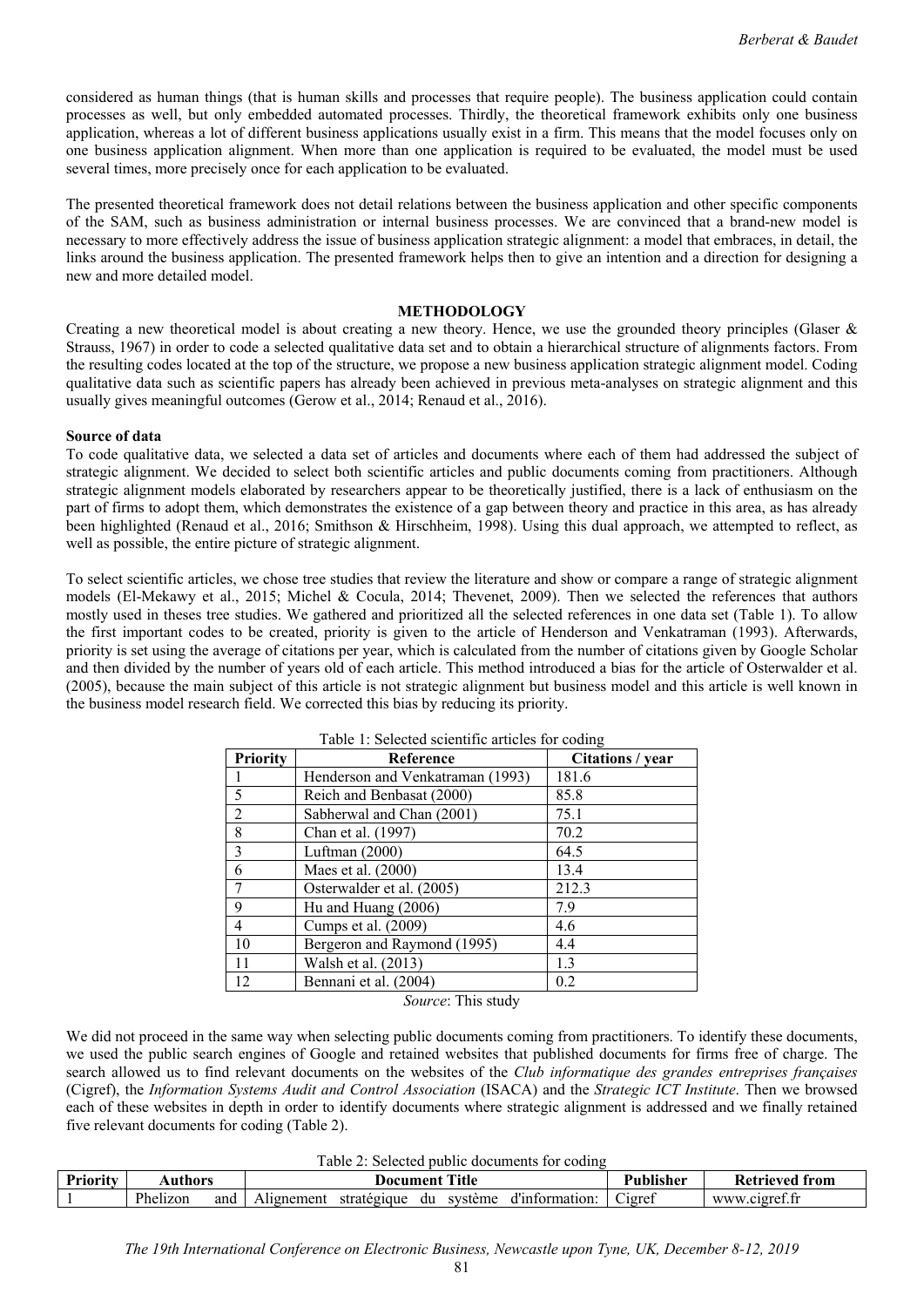considered as human things (that is human skills and processes that require people). The business application could contain processes as well, but only embedded automated processes. Thirdly, the theoretical framework exhibits only one business application, whereas a lot of different business applications usually exist in a firm. This means that the model focuses only on one business application alignment. When more than one application is required to be evaluated, the model must be used several times, more precisely once for each application to be evaluated.

The presented theoretical framework does not detail relations between the business application and other specific components of the SAM, such as business administration or internal business processes. We are convinced that a brand-new model is necessary to more effectively address the issue of business application strategic alignment: a model that embraces, in detail, the links around the business application. The presented framework helps then to give an intention and a direction for designing a new and more detailed model.

## METHODOLOGY

Creating a new theoretical model is about creating a new theory. Hence, we use the grounded theory principles (Glaser & Strauss, 1967) in order to code a selected qualitative data set and to obtain a hierarchical structure of alignments factors. From the resulting codes located at the top of the structure, we propose a new business application strategic alignment model. Coding qualitative data such as scientific papers has already been achieved in previous meta-analyses on strategic alignment and this usually gives meaningful outcomes (Gerow et al., 2014; Renaud et al., 2016).

### Source of data

To code qualitative data, we selected a data set of articles and documents where each of them had addressed the subject of strategic alignment. We decided to select both scientific articles and public documents coming from practitioners. Although strategic alignment models elaborated by researchers appear to be theoretically justified, there is a lack of enthusiasm on the part of firms to adopt them, which demonstrates the existence of a gap between theory and practice in this area, as has already been highlighted (Renaud et al., 2016; Smithson & Hirschheim, 1998). Using this dual approach, we attempted to reflect, as well as possible, the entire picture of strategic alignment.

To select scientific articles, we chose tree studies that review the literature and show or compare a range of strategic alignment models (El-Mekawy et al., 2015; Michel & Cocula, 2014; Thevenet, 2009). Then we selected the references that authors mostly used in theses tree studies. We gathered and prioritized all the selected references in one data set (Table 1). To allow the first important codes to be created, priority is given to the article of Henderson and Venkatraman (1993). Afterwards, priority is set using the average of citations per year, which is calculated from the number of citations given by Google Scholar and then divided by the number of years old of each article. This method introduced a bias for the article of Osterwalder et al. (2005), because the main subject of this article is not strategic alignment but business model and this article is well known in the business model research field. We corrected this bias by reducing its priority.

Table 1: Selected scientific articles for coding

| Priority | Reference | Citations / year |
|---|---|---|
| 1 | Henderson and Venkatraman (1993) | 181.6 |
| 5 | Reich and Benbasat (2000) | 85.8 |
| 2 | Sabherwal and Chan (2001) | 75.1 |
| 8 | Chan et al. (1997) | 70.2 |
| 3 | Luftman (2000) | 64.5 |
| 6 | Maes et al. (2000) | 13.4 |
| 7 | Osterwalder et al. (2005) | 212.3 |
| 9 | Hu and Huang (2006) | 7.9 |
| 4 | Cumps et al. (2009) | 4.6 |
| 10 | Bergeron and Raymond (1995) | 4.4 |
| 11 | Walsh et al. (2013) | 1.3 |
| 12 | Bennani et al. (2004) | 0.2 |

*Source*: This study

We did not proceed in the same way when selecting public documents coming from practitioners. To identify these documents, we used the public search engines of Google and retained websites that published documents for firms free of charge. The search allowed us to find relevant documents on the websites of the *Club informatique des grandes entreprises françaises* (Cigref), the *Information Systems Audit and Control Association* (ISACA) and the *Strategic ICT Institute*. Then we browsed each of these websites in depth in order to identify documents where strategic alignment is addressed and we finally retained five relevant documents for coding (Table 2).

Table 2: Selected public documents for coding

| Priority | Authors | Document Title | Publisher | Retrieved from |
|---|---|---|---|---|
| 1 | Phelizon and | Alignement stratégique du système d'information: | Cigref | www.cigref.fr |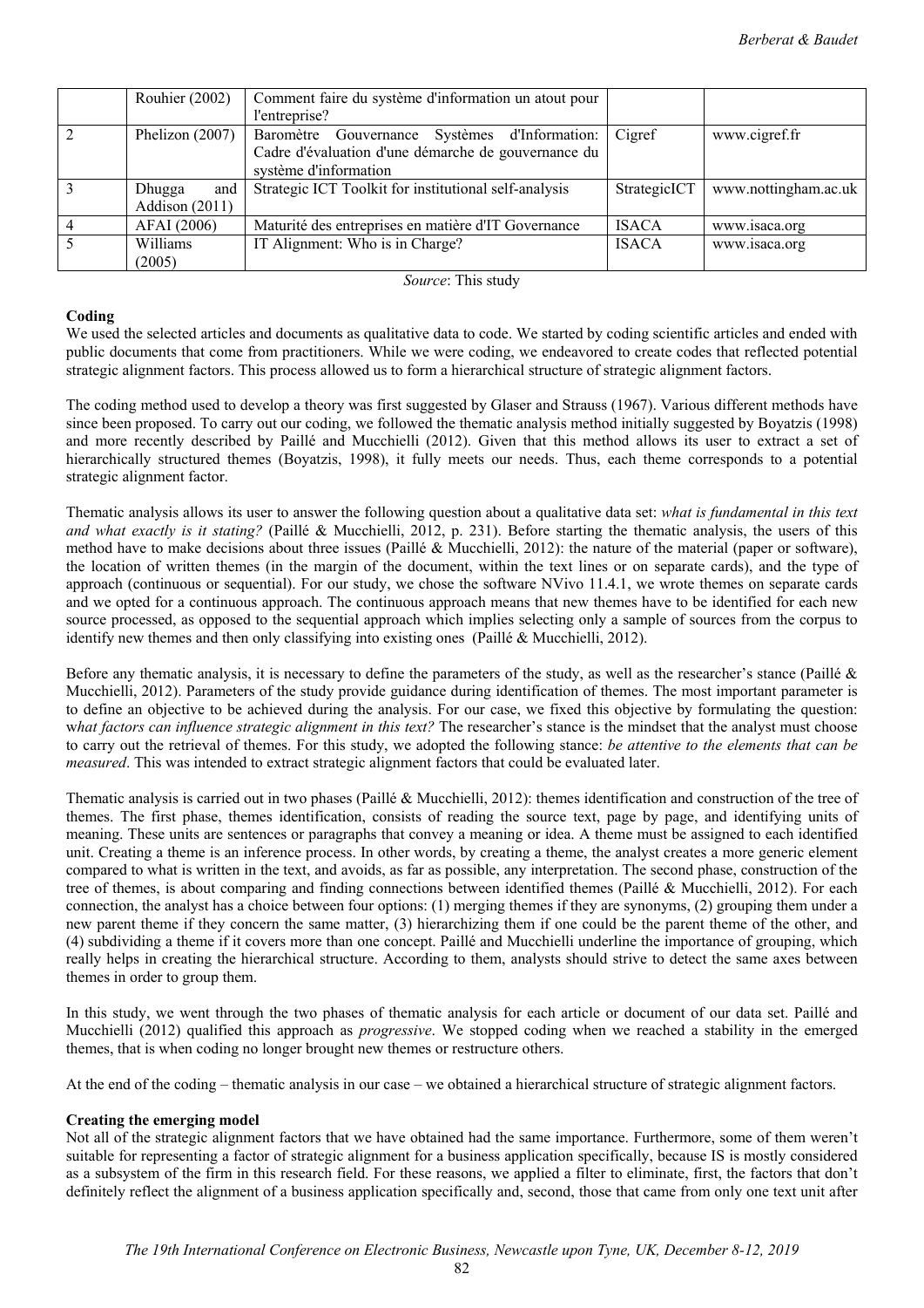|  | Rouhier (2002) | Comment faire du système d'information un atout pour l'entreprise? |  |  |
|---|---|---|---|---|
| 2 | Phelizon (2007) | Baromètre Gouvernance Systèmes d'Information: Cadre d'évaluation d'une démarche de gouvernance du système d'information | Cigref | www.cigref.fr |
| 3 | Dhugga and Addison (2011) | Strategic ICT Toolkit for institutional self-analysis | StrategicICT | www.nottingham.ac.uk |
| 4 | AFAI (2006) | Maturité des entreprises en matière d'IT Governance | ISACA | www.isaca.org |
| 5 | Williams (2005) | IT Alignment: Who is in Charge? | ISACA | www.isaca.org |

*Source*: This study

**Coding**

We used the selected articles and documents as qualitative data to code. We started by coding scientific articles and ended with public documents that come from practitioners. While we were coding, we endeavored to create codes that reflected potential strategic alignment factors. This process allowed us to form a hierarchical structure of strategic alignment factors.

The coding method used to develop a theory was first suggested by Glaser and Strauss (1967). Various different methods have since been proposed. To carry out our coding, we followed the thematic analysis method initially suggested by Boyatzis (1998) and more recently described by Paillé and Mucchielli (2012). Given that this method allows its user to extract a set of hierarchically structured themes (Boyatzis, 1998), it fully meets our needs. Thus, each theme corresponds to a potential strategic alignment factor.

Thematic analysis allows its user to answer the following question about a qualitative data set: *what is fundamental in this text and what exactly is it stating?* (Paillé & Mucchielli, 2012, p. 231). Before starting the thematic analysis, the users of this method have to make decisions about three issues (Paillé & Mucchielli, 2012): the nature of the material (paper or software), the location of written themes (in the margin of the document, within the text lines or on separate cards), and the type of approach (continuous or sequential). For our study, we chose the software NVivo 11.4.1, we wrote themes on separate cards and we opted for a continuous approach. The continuous approach means that new themes have to be identified for each new source processed, as opposed to the sequential approach which implies selecting only a sample of sources from the corpus to identify new themes and then only classifying into existing ones (Paillé & Mucchielli, 2012).

Before any thematic analysis, it is necessary to define the parameters of the study, as well as the researcher's stance (Paillé & Mucchielli, 2012). Parameters of the study provide guidance during identification of themes. The most important parameter is to define an objective to be achieved during the analysis. For our case, we fixed this objective by formulating the question: w*hat factors can influence strategic alignment in this text?* The researcher's stance is the mindset that the analyst must choose to carry out the retrieval of themes. For this study, we adopted the following stance: *be attentive to the elements that can be measured*. This was intended to extract strategic alignment factors that could be evaluated later.

Thematic analysis is carried out in two phases (Paillé & Mucchielli, 2012): themes identification and construction of the tree of themes. The first phase, themes identification, consists of reading the source text, page by page, and identifying units of meaning. These units are sentences or paragraphs that convey a meaning or idea. A theme must be assigned to each identified unit. Creating a theme is an inference process. In other words, by creating a theme, the analyst creates a more generic element compared to what is written in the text, and avoids, as far as possible, any interpretation. The second phase, construction of the tree of themes, is about comparing and finding connections between identified themes (Paillé & Mucchielli, 2012). For each connection, the analyst has a choice between four options: (1) merging themes if they are synonyms, (2) grouping them under a new parent theme if they concern the same matter, (3) hierarchizing them if one could be the parent theme of the other, and (4) subdividing a theme if it covers more than one concept. Paillé and Mucchielli underline the importance of grouping, which really helps in creating the hierarchical structure. According to them, analysts should strive to detect the same axes between themes in order to group them.

In this study, we went through the two phases of thematic analysis for each article or document of our data set. Paillé and Mucchielli (2012) qualified this approach as *progressive*. We stopped coding when we reached a stability in the emerged themes, that is when coding no longer brought new themes or restructure others.

At the end of the coding – thematic analysis in our case – we obtained a hierarchical structure of strategic alignment factors.

**Creating the emerging model**

Not all of the strategic alignment factors that we have obtained had the same importance. Furthermore, some of them weren't suitable for representing a factor of strategic alignment for a business application specifically, because IS is mostly considered as a subsystem of the firm in this research field. For these reasons, we applied a filter to eliminate, first, the factors that don't definitely reflect the alignment of a business application specifically and, second, those that came from only one text unit after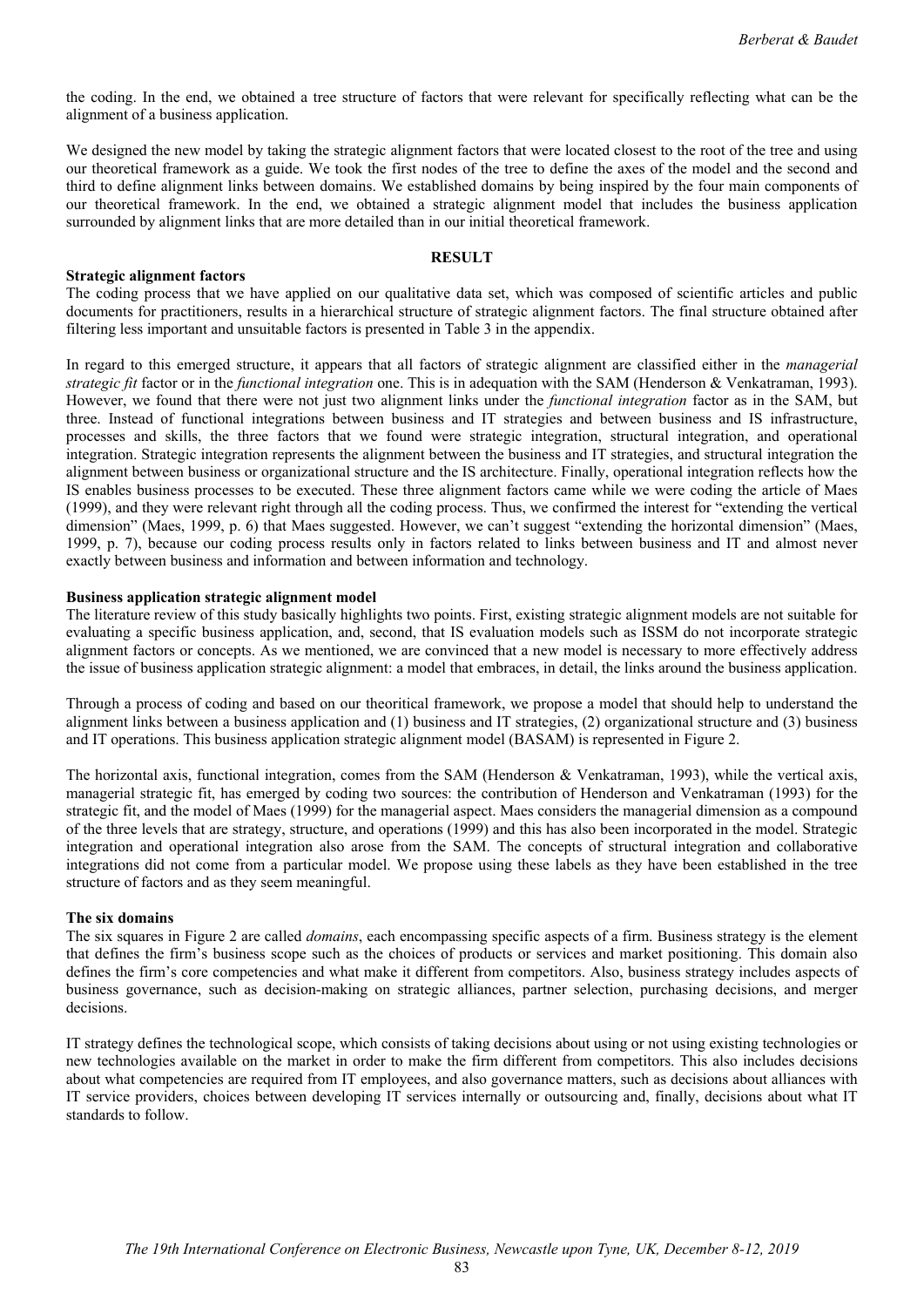the coding. In the end, we obtained a tree structure of factors that were relevant for specifically reflecting what can be the alignment of a business application.

We designed the new model by taking the strategic alignment factors that were located closest to the root of the tree and using our theoretical framework as a guide. We took the first nodes of the tree to define the axes of the model and the second and third to define alignment links between domains. We established domains by being inspired by the four main components of our theoretical framework. In the end, we obtained a strategic alignment model that includes the business application surrounded by alignment links that are more detailed than in our initial theoretical framework.

## RESULT

### Strategic alignment factors

The coding process that we have applied on our qualitative data set, which was composed of scientific articles and public documents for practitioners, results in a hierarchical structure of strategic alignment factors. The final structure obtained after filtering less important and unsuitable factors is presented in Table 3 in the appendix.

In regard to this emerged structure, it appears that all factors of strategic alignment are classified either in the *managerial strategic fit* factor or in the *functional integration* one. This is in adequation with the SAM (Henderson & Venkatraman, 1993). However, we found that there were not just two alignment links under the *functional integration* factor as in the SAM, but three. Instead of functional integrations between business and IT strategies and between business and IS infrastructure, processes and skills, the three factors that we found were strategic integration, structural integration, and operational integration. Strategic integration represents the alignment between the business and IT strategies, and structural integration the alignment between business or organizational structure and the IS architecture. Finally, operational integration reflects how the IS enables business processes to be executed. These three alignment factors came while we were coding the article of Maes (1999), and they were relevant right through all the coding process. Thus, we confirmed the interest for "extending the vertical dimension" (Maes, 1999, p. 6) that Maes suggested. However, we can't suggest "extending the horizontal dimension" (Maes, 1999, p. 7), because our coding process results only in factors related to links between business and IT and almost never exactly between business and information and between information and technology.

### Business application strategic alignment model

The literature review of this study basically highlights two points. First, existing strategic alignment models are not suitable for evaluating a specific business application, and, second, that IS evaluation models such as ISSM do not incorporate strategic alignment factors or concepts. As we mentioned, we are convinced that a new model is necessary to more effectively address the issue of business application strategic alignment: a model that embraces, in detail, the links around the business application.

Through a process of coding and based on our theoritical framework, we propose a model that should help to understand the alignment links between a business application and (1) business and IT strategies, (2) organizational structure and (3) business and IT operations. This business application strategic alignment model (BASAM) is represented in Figure 2.

The horizontal axis, functional integration, comes from the SAM (Henderson & Venkatraman, 1993), while the vertical axis, managerial strategic fit, has emerged by coding two sources: the contribution of Henderson and Venkatraman (1993) for the strategic fit, and the model of Maes (1999) for the managerial aspect. Maes considers the managerial dimension as a compound of the three levels that are strategy, structure, and operations (1999) and this has also been incorporated in the model. Strategic integration and operational integration also arose from the SAM. The concepts of structural integration and collaborative integrations did not come from a particular model. We propose using these labels as they have been established in the tree structure of factors and as they seem meaningful.

### The six domains

The six squares in Figure 2 are called *domains*, each encompassing specific aspects of a firm. Business strategy is the element that defines the firm's business scope such as the choices of products or services and market positioning. This domain also defines the firm's core competencies and what make it different from competitors. Also, business strategy includes aspects of business governance, such as decision-making on strategic alliances, partner selection, purchasing decisions, and merger decisions.

IT strategy defines the technological scope, which consists of taking decisions about using or not using existing technologies or new technologies available on the market in order to make the firm different from competitors. This also includes decisions about what competencies are required from IT employees, and also governance matters, such as decisions about alliances with IT service providers, choices between developing IT services internally or outsourcing and, finally, decisions about what IT standards to follow.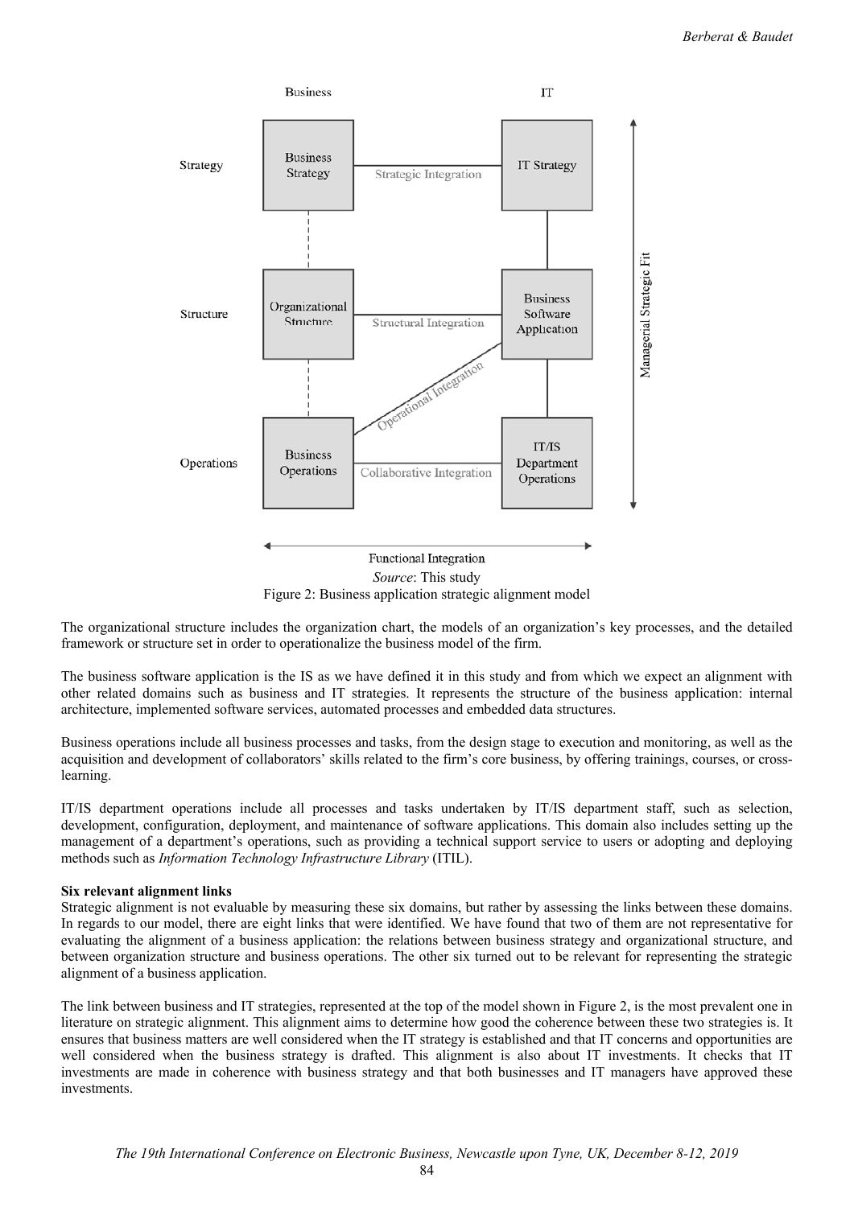*Source*: This study

Figure 2: Business application strategic alignment model

The organizational structure includes the organization chart, the models of an organization's key processes, and the detailed framework or structure set in order to operationalize the business model of the firm.

The business software application is the IS as we have defined it in this study and from which we expect an alignment with other related domains such as business and IT strategies. It represents the structure of the business application: internal architecture, implemented software services, automated processes and embedded data structures.

Business operations include all business processes and tasks, from the design stage to execution and monitoring, as well as the acquisition and development of collaborators' skills related to the firm's core business, by offering trainings, courses, or cross-learning.

IT/IS department operations include all processes and tasks undertaken by IT/IS department staff, such as selection, development, configuration, deployment, and maintenance of software applications. This domain also includes setting up the management of a department's operations, such as providing a technical support service to users or adopting and deploying methods such as *Information Technology Infrastructure Library* (ITIL).

**Six relevant alignment links**

Strategic alignment is not evaluable by measuring these six domains, but rather by assessing the links between these domains. In regards to our model, there are eight links that were identified. We have found that two of them are not representative for evaluating the alignment of a business application: the relations between business strategy and organizational structure, and between organization structure and business operations. The other six turned out to be relevant for representing the strategic alignment of a business application.

The link between business and IT strategies, represented at the top of the model shown in Figure 2, is the most prevalent one in literature on strategic alignment. This alignment aims to determine how good the coherence between these two strategies is. It ensures that business matters are well considered when the IT strategy is established and that IT concerns and opportunities are well considered when the business strategy is drafted. This alignment is also about IT investments. It checks that IT investments are made in coherence with business strategy and that both businesses and IT managers have approved these investments.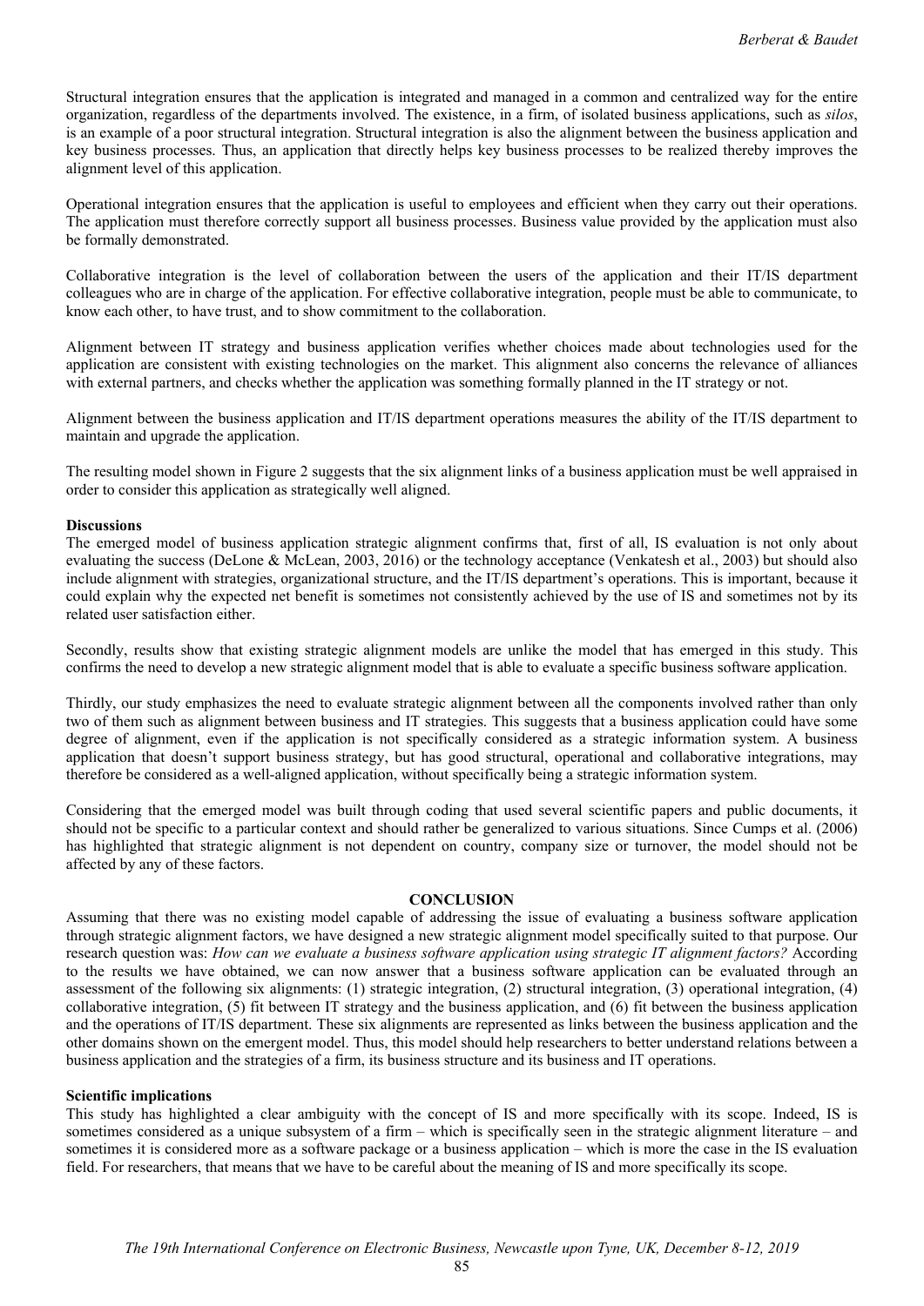Structural integration ensures that the application is integrated and managed in a common and centralized way for the entire organization, regardless of the departments involved. The existence, in a firm, of isolated business applications, such as *silos*, is an example of a poor structural integration. Structural integration is also the alignment between the business application and key business processes. Thus, an application that directly helps key business processes to be realized thereby improves the alignment level of this application.

Operational integration ensures that the application is useful to employees and efficient when they carry out their operations. The application must therefore correctly support all business processes. Business value provided by the application must also be formally demonstrated.

Collaborative integration is the level of collaboration between the users of the application and their IT/IS department colleagues who are in charge of the application. For effective collaborative integration, people must be able to communicate, to know each other, to have trust, and to show commitment to the collaboration.

Alignment between IT strategy and business application verifies whether choices made about technologies used for the application are consistent with existing technologies on the market. This alignment also concerns the relevance of alliances with external partners, and checks whether the application was something formally planned in the IT strategy or not.

Alignment between the business application and IT/IS department operations measures the ability of the IT/IS department to maintain and upgrade the application.

The resulting model shown in Figure 2 suggests that the six alignment links of a business application must be well appraised in order to consider this application as strategically well aligned.

**Discussions**

The emerged model of business application strategic alignment confirms that, first of all, IS evaluation is not only about evaluating the success (DeLone & McLean, 2003, 2016) or the technology acceptance (Venkatesh et al., 2003) but should also include alignment with strategies, organizational structure, and the IT/IS department's operations. This is important, because it could explain why the expected net benefit is sometimes not consistently achieved by the use of IS and sometimes not by its related user satisfaction either.

Secondly, results show that existing strategic alignment models are unlike the model that has emerged in this study. This confirms the need to develop a new strategic alignment model that is able to evaluate a specific business software application.

Thirdly, our study emphasizes the need to evaluate strategic alignment between all the components involved rather than only two of them such as alignment between business and IT strategies. This suggests that a business application could have some degree of alignment, even if the application is not specifically considered as a strategic information system. A business application that doesn't support business strategy, but has good structural, operational and collaborative integrations, may therefore be considered as a well-aligned application, without specifically being a strategic information system.

Considering that the emerged model was built through coding that used several scientific papers and public documents, it should not be specific to a particular context and should rather be generalized to various situations. Since Cumps et al. (2006) has highlighted that strategic alignment is not dependent on country, company size or turnover, the model should not be affected by any of these factors.

## CONCLUSION

Assuming that there was no existing model capable of addressing the issue of evaluating a business software application through strategic alignment factors, we have designed a new strategic alignment model specifically suited to that purpose. Our research question was: *How can we evaluate a business software application using strategic IT alignment factors?* According to the results we have obtained, we can now answer that a business software application can be evaluated through an assessment of the following six alignments: (1) strategic integration, (2) structural integration, (3) operational integration, (4) collaborative integration, (5) fit between IT strategy and the business application, and (6) fit between the business application and the operations of IT/IS department. These six alignments are represented as links between the business application and the other domains shown on the emergent model. Thus, this model should help researchers to better understand relations between a business application and the strategies of a firm, its business structure and its business and IT operations.

**Scientific implications**

This study has highlighted a clear ambiguity with the concept of IS and more specifically with its scope. Indeed, IS is sometimes considered as a unique subsystem of a firm – which is specifically seen in the strategic alignment literature – and sometimes it is considered more as a software package or a business application – which is more the case in the IS evaluation field. For researchers, that means that we have to be careful about the meaning of IS and more specifically its scope.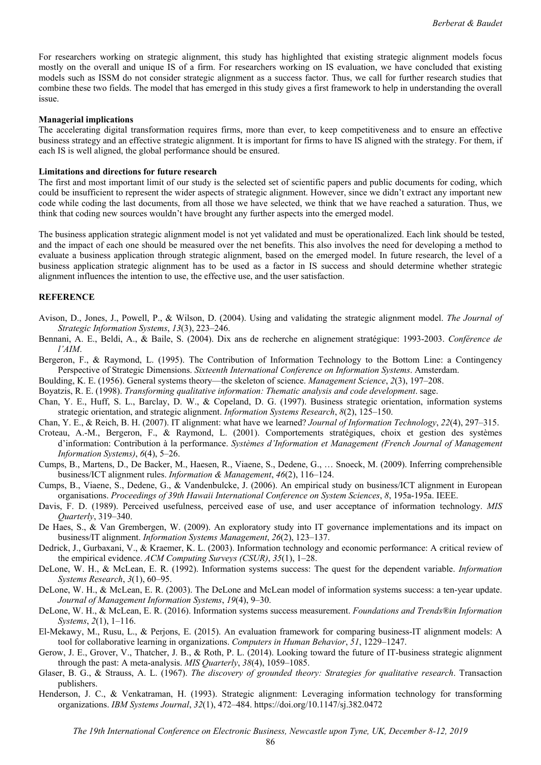For researchers working on strategic alignment, this study has highlighted that existing strategic alignment models focus mostly on the overall and unique IS of a firm. For researchers working on IS evaluation, we have concluded that existing models such as ISSM do not consider strategic alignment as a success factor. Thus, we call for further research studies that combine these two fields. The model that has emerged in this study gives a first framework to help in understanding the overall issue.

**Managerial implications**

The accelerating digital transformation requires firms, more than ever, to keep competitiveness and to ensure an effective business strategy and an effective strategic alignment. It is important for firms to have IS aligned with the strategy. For them, if each IS is well aligned, the global performance should be ensured.

**Limitations and directions for future research**

The first and most important limit of our study is the selected set of scientific papers and public documents for coding, which could be insufficient to represent the wider aspects of strategic alignment. However, since we didn't extract any important new code while coding the last documents, from all those we have selected, we think that we have reached a saturation. Thus, we think that coding new sources wouldn't have brought any further aspects into the emerged model.

The business application strategic alignment model is not yet validated and must be operationalized. Each link should be tested, and the impact of each one should be measured over the net benefits. This also involves the need for developing a method to evaluate a business application through strategic alignment, based on the emerged model. In future research, the level of a business application strategic alignment has to be used as a factor in IS success and should determine whether strategic alignment influences the intention to use, the effective use, and the user satisfaction.

## REFERENCE

Avison, D., Jones, J., Powell, P., & Wilson, D. (2004). Using and validating the strategic alignment model. *The Journal of Strategic Information Systems*, *13*(3), 223–246.

Bennani, A. E., Beldi, A., & Baile, S. (2004). Dix ans de recherche en alignement stratégique: 1993-2003. *Conférence de l'AIM*.

Bergeron, F., & Raymond, L. (1995). The Contribution of Information Technology to the Bottom Line: a Contingency Perspective of Strategic Dimensions. *Sixteenth International Conference on Information Systems*. Amsterdam.

Boulding, K. E. (1956). General systems theory—the skeleton of science. *Management Science*, *2*(3), 197–208.

Boyatzis, R. E. (1998). *Transforming qualitative information: Thematic analysis and code development*. sage.

Chan, Y. E., Huff, S. L., Barclay, D. W., & Copeland, D. G. (1997). Business strategic orientation, information systems strategic orientation, and strategic alignment. *Information Systems Research*, *8*(2), 125–150.

Chan, Y. E., & Reich, B. H. (2007). IT alignment: what have we learned? *Journal of Information Technology*, *22*(4), 297–315.

Croteau, A.-M., Bergeron, F., & Raymond, L. (2001). Comportements stratégiques, choix et gestion des systèmes d'information: Contribution à la performance. *Systèmes d'Information et Management (French Journal of Management Information Systems)*, *6*(4), 5–26.

Cumps, B., Martens, D., De Backer, M., Haesen, R., Viaene, S., Dedene, G., … Snoeck, M. (2009). Inferring comprehensible business/ICT alignment rules. *Information & Management*, *46*(2), 116–124.

Cumps, B., Viaene, S., Dedene, G., & Vandenbulcke, J. (2006). An empirical study on business/ICT alignment in European organisations. *Proceedings of 39th Hawaii International Conference on System Sciences*, *8*, 195a-195a. IEEE.

Davis, F. D. (1989). Perceived usefulness, perceived ease of use, and user acceptance of information technology. *MIS Quarterly*, 319–340.

De Haes, S., & Van Grembergen, W. (2009). An exploratory study into IT governance implementations and its impact on business/IT alignment. *Information Systems Management*, *26*(2), 123–137.

Dedrick, J., Gurbaxani, V., & Kraemer, K. L. (2003). Information technology and economic performance: A critical review of the empirical evidence. *ACM Computing Surveys (CSUR)*, *35*(1), 1–28.

DeLone, W. H., & McLean, E. R. (1992). Information systems success: The quest for the dependent variable. *Information Systems Research*, *3*(1), 60–95.

DeLone, W. H., & McLean, E. R. (2003). The DeLone and McLean model of information systems success: a ten-year update. *Journal of Management Information Systems*, *19*(4), 9–30.

DeLone, W. H., & McLean, E. R. (2016). Information systems success measurement. *Foundations and Trends®in Information Systems*, *2*(1), 1–116.

El-Mekawy, M., Rusu, L., & Perjons, E. (2015). An evaluation framework for comparing business-IT alignment models: A tool for collaborative learning in organizations. *Computers in Human Behavior*, *51*, 1229–1247.

Gerow, J. E., Grover, V., Thatcher, J. B., & Roth, P. L. (2014). Looking toward the future of IT-business strategic alignment through the past: A meta-analysis. *MIS Quarterly*, *38*(4), 1059–1085.

Glaser, B. G., & Strauss, A. L. (1967). *The discovery of grounded theory: Strategies for qualitative research*. Transaction publishers.

Henderson, J. C., & Venkatraman, H. (1993). Strategic alignment: Leveraging information technology for transforming organizations. *IBM Systems Journal*, *32*(1), 472–484. https://doi.org/10.1147/sj.382.0472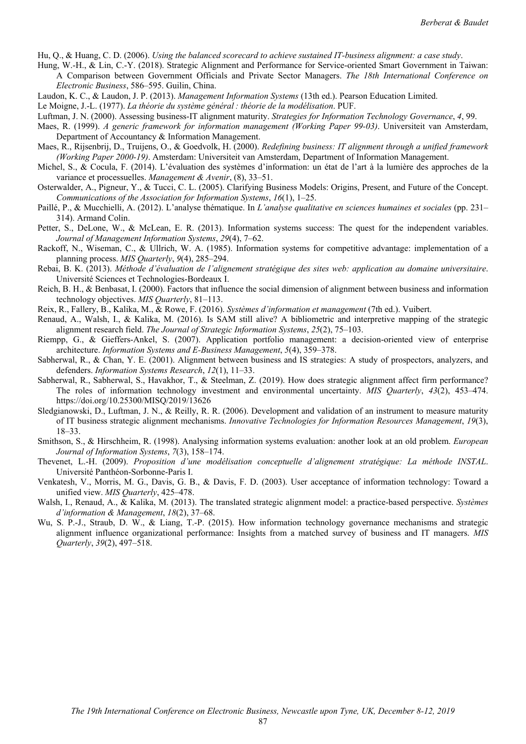Hu, Q., & Huang, C. D. (2006). *Using the balanced scorecard to achieve sustained IT-business alignment: a case study*.

Hung, W.-H., & Lin, C.-Y. (2018). Strategic Alignment and Performance for Service-oriented Smart Government in Taiwan: A Comparison between Government Officials and Private Sector Managers. *The 18th International Conference on Electronic Business*, 586–595. Guilin, China.

Laudon, K. C., & Laudon, J. P. (2013). *Management Information Systems* (13th ed.). Pearson Education Limited.

Le Moigne, J.-L. (1977). *La théorie du système général : théorie de la modélisation*. PUF.

Luftman, J. N. (2000). Assessing business-IT alignment maturity. *Strategies for Information Technology Governance*, *4*, 99.

Maes, R. (1999). *A generic framework for information management (Working Paper 99-03)*. Universiteit van Amsterdam, Department of Accountancy & Information Management.

Maes, R., Rijsenbrij, D., Truijens, O., & Goedvolk, H. (2000). *Redefining business: IT alignment through a unified framework (Working Paper 2000-19)*. Amsterdam: Universiteit van Amsterdam, Department of Information Management.

Michel, S., & Cocula, F. (2014). L'évaluation des systèmes d'information: un état de l'art à la lumière des approches de la variance et processuelles. *Management & Avenir*, (8), 33–51.

Osterwalder, A., Pigneur, Y., & Tucci, C. L. (2005). Clarifying Business Models: Origins, Present, and Future of the Concept. *Communications of the Association for Information Systems*, *16*(1), 1–25.

Paillé, P., & Mucchielli, A. (2012). L'analyse thématique. In *L'analyse qualitative en sciences humaines et sociales* (pp. 231–314). Armand Colin.

Petter, S., DeLone, W., & McLean, E. R. (2013). Information systems success: The quest for the independent variables. *Journal of Management Information Systems*, *29*(4), 7–62.

Rackoff, N., Wiseman, C., & Ullrich, W. A. (1985). Information systems for competitive advantage: implementation of a planning process. *MIS Quarterly*, *9*(4), 285–294.

Rebai, B. K. (2013). *Méthode d'évaluation de l'alignement stratégique des sites web: application au domaine universitaire*. Université Sciences et Technologies-Bordeaux I.

Reich, B. H., & Benbasat, I. (2000). Factors that influence the social dimension of alignment between business and information technology objectives. *MIS Quarterly*, 81–113.

Reix, R., Fallery, B., Kalika, M., & Rowe, F. (2016). *Systèmes d'information et management* (7th ed.). Vuibert.

Renaud, A., Walsh, I., & Kalika, M. (2016). Is SAM still alive? A bibliometric and interpretive mapping of the strategic alignment research field. *The Journal of Strategic Information Systems*, *25*(2), 75–103.

Riempp, G., & Gieffers-Ankel, S. (2007). Application portfolio management: a decision-oriented view of enterprise architecture. *Information Systems and E-Business Management*, *5*(4), 359–378.

Sabherwal, R., & Chan, Y. E. (2001). Alignment between business and IS strategies: A study of prospectors, analyzers, and defenders. *Information Systems Research*, *12*(1), 11–33.

Sabherwal, R., Sabherwal, S., Havakhor, T., & Steelman, Z. (2019). How does strategic alignment affect firm performance? The roles of information technology investment and environmental uncertainty. *MIS Quarterly*, *43*(2), 453–474. https://doi.org/10.25300/MISQ/2019/13626

Sledgianowski, D., Luftman, J. N., & Reilly, R. R. (2006). Development and validation of an instrument to measure maturity of IT business strategic alignment mechanisms. *Innovative Technologies for Information Resources Management*, *19*(3), 18–33.

Smithson, S., & Hirschheim, R. (1998). Analysing information systems evaluation: another look at an old problem. *European Journal of Information Systems*, *7*(3), 158–174.

Thevenet, L.-H. (2009). *Proposition d'une modélisation conceptuelle d'alignement stratégique: La méthode INSTAL*. Université Panthéon-Sorbonne-Paris I.

Venkatesh, V., Morris, M. G., Davis, G. B., & Davis, F. D. (2003). User acceptance of information technology: Toward a unified view. *MIS Quarterly*, 425–478.

Walsh, I., Renaud, A., & Kalika, M. (2013). The translated strategic alignment model: a practice-based perspective. *Systèmes d'information & Management*, *18*(2), 37–68.

Wu, S. P.-J., Straub, D. W., & Liang, T.-P. (2015). How information technology governance mechanisms and strategic alignment influence organizational performance: Insights from a matched survey of business and IT managers. *MIS Quarterly*, *39*(2), 497–518.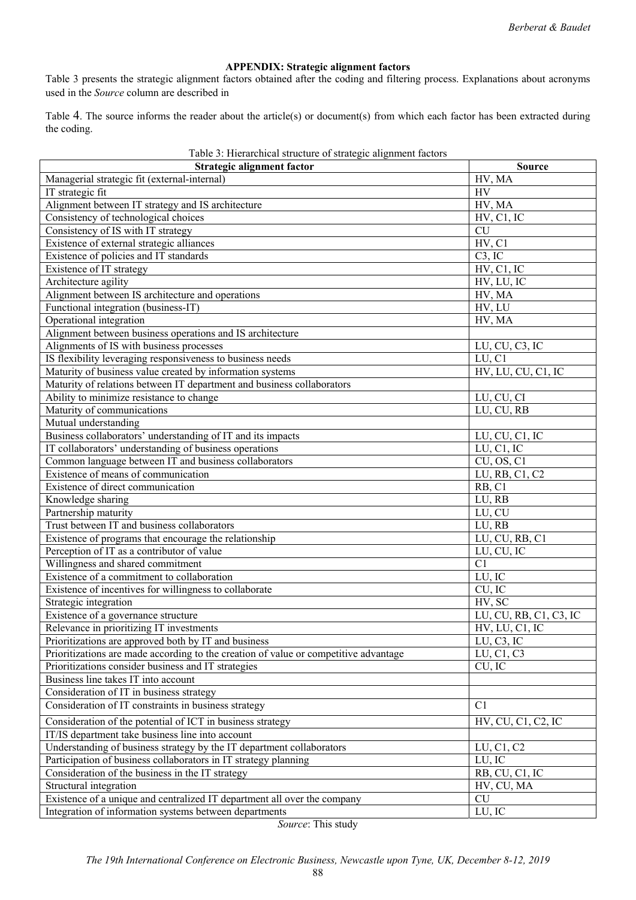### APPENDIX: Strategic alignment factors

Table 3 presents the strategic alignment factors obtained after the coding and filtering process. Explanations about acronyms used in the *Source* column are described in

Table 4. The source informs the reader about the article(s) or document(s) from which each factor has been extracted during the coding.

Table 3: Hierarchical structure of strategic alignment factors

| Strategic alignment factor | Source |
|---|---|
| Managerial strategic fit (external-internal) | HV, MA |
| IT strategic fit | HV |
| Alignment between IT strategy and IS architecture | HV, MA |
| Consistency of technological choices | HV, C1, IC |
| Consistency of IS with IT strategy | CU |
| Existence of external strategic alliances | HV, C1 |
| Existence of policies and IT standards | C3, IC |
| Existence of IT strategy | HV, C1, IC |
| Architecture agility | HV, LU, IC |
| Alignment between IS architecture and operations | HV, MA |
| Functional integration (business-IT) | HV, LU |
| Operational integration | HV, MA |
| Alignment between business operations and IS architecture | |
| Alignments of IS with business processes | LU, CU, C3, IC |
| IS flexibility leveraging responsiveness to business needs | LU, C1 |
| Maturity of business value created by information systems | HV, LU, CU, C1, IC |
| Maturity of relations between IT department and business collaborators | |
| Ability to minimize resistance to change | LU, CU, CI |
| Maturity of communications | LU, CU, RB |
| Mutual understanding | |
| Business collaborators' understanding of IT and its impacts | LU, CU, C1, IC |
| IT collaborators' understanding of business operations | LU, C1, IC |
| Common language between IT and business collaborators | CU, OS, C1 |
| Existence of means of communication | LU, RB, C1, C2 |
| Existence of direct communication | RB, C1 |
| Knowledge sharing | LU, RB |
| Partnership maturity | LU, CU |
| Trust between IT and business collaborators | LU, RB |
| Existence of programs that encourage the relationship | LU, CU, RB, C1 |
| Perception of IT as a contributor of value | LU, CU, IC |
| Willingness and shared commitment | C1 |
| Existence of a commitment to collaboration | LU, IC |
| Existence of incentives for willingness to collaborate | CU, IC |
| Strategic integration | HV, SC |
| Existence of a governance structure | LU, CU, RB, C1, C3, IC |
| Relevance in prioritizing IT investments | HV, LU, C1, IC |
| Prioritizations are approved both by IT and business | LU, C3, IC |
| Prioritizations are made according to the creation of value or competitive advantage | LU, C1, C3 |
| Prioritizations consider business and IT strategies | CU, IC |
| Business line takes IT into account | |
| Consideration of IT in business strategy | |
| Consideration of IT constraints in business strategy | C1 |
| Consideration of the potential of ICT in business strategy | HV, CU, C1, C2, IC |
| IT/IS department take business line into account | |
| Understanding of business strategy by the IT department collaborators | LU, C1, C2 |
| Participation of business collaborators in IT strategy planning | LU, IC |
| Consideration of the business in the IT strategy | RB, CU, C1, IC |
| Structural integration | HV, CU, MA |
| Existence of a unique and centralized IT department all over the company | CU |
| Integration of information systems between departments | LU, IC |

*Source*: This study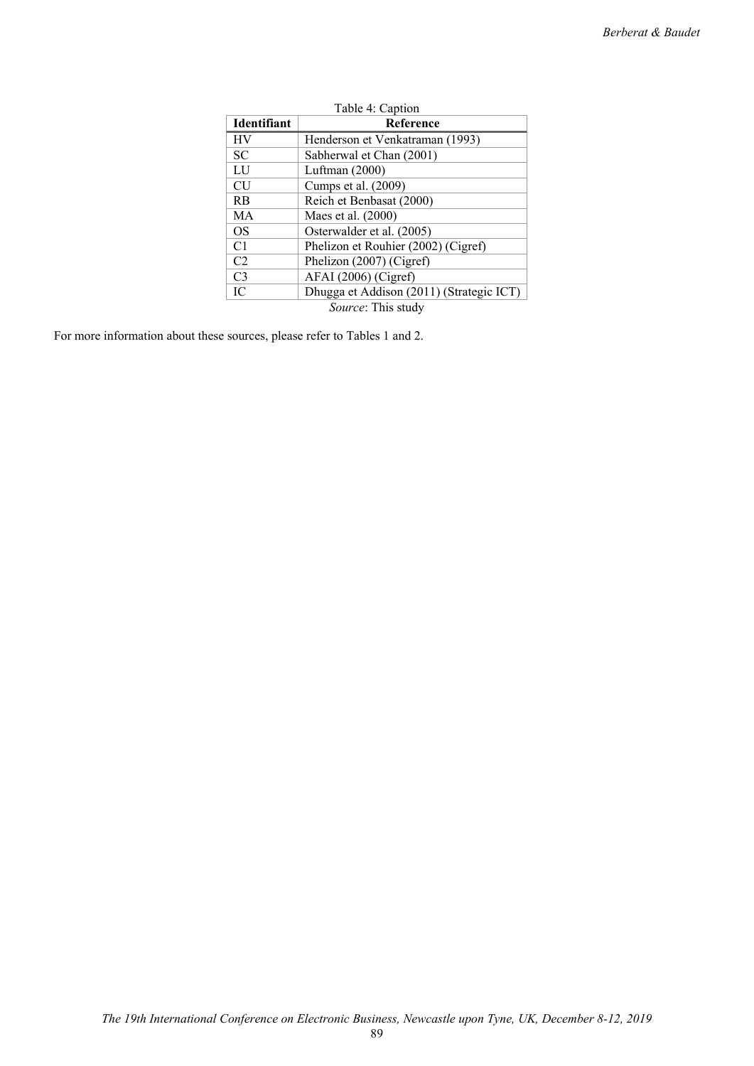Table 4: Caption

| Identifiant | Reference |
| --- | --- |
| HV | Henderson et Venkatraman (1993) |
| SC | Sabherwal et Chan (2001) |
| LU | Luftman (2000) |
| CU | Cumps et al. (2009) |
| RB | Reich et Benbasat (2000) |
| MA | Maes et al. (2000) |
| OS | Osterwalder et al. (2005) |
| C1 | Phelizon et Rouhier (2002) (Cigref) |
| C2 | Phelizon (2007) (Cigref) |
| C3 | AFAI (2006) (Cigref) |
| IC | Dhugga et Addison (2011) (Strategic ICT) |

*Source*: This study

For more information about these sources, please refer to Tables 1 and 2.